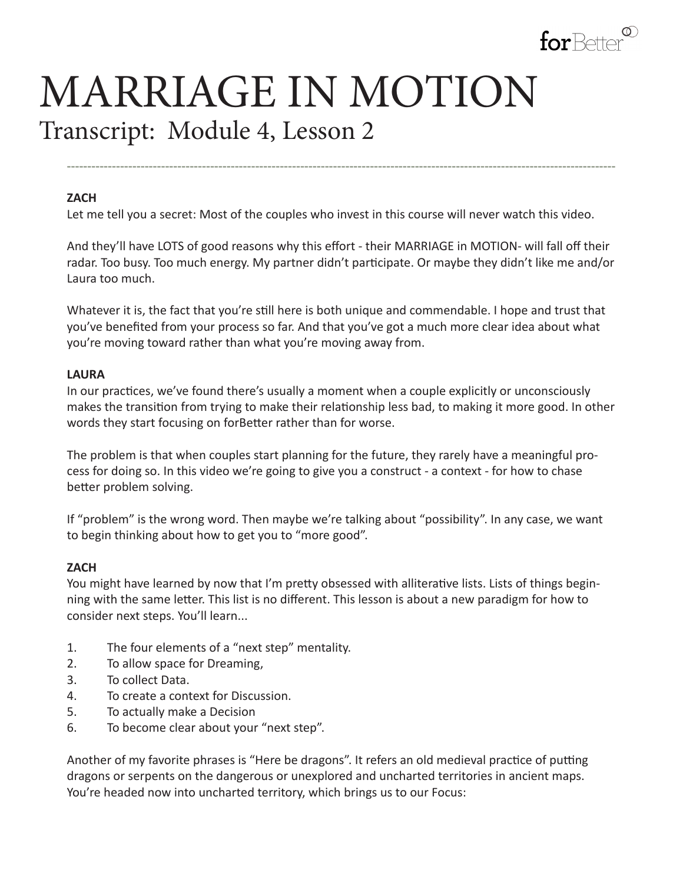# MARRIAGE IN MOTION

## Transcript: Module 4, Lesson 2

---

**ZACH**

Let me tell you a secret: Most of the couples who invest in this course will never watch this video.

And they'll have LOTS of good reasons why this effort - their MARRIAGE in MOTION- will fall off their radar. Too busy. Too much energy. My partner didn't participate. Or maybe they didn't like me and/or Laura too much.

Whatever it is, the fact that you're still here is both unique and commendable. I hope and trust that you've benefited from your process so far. And that you've got a much more clear idea about what you're moving toward rather than what you're moving away from.

**LAURA**

In our practices, we've found there's usually a moment when a couple explicitly or unconsciously makes the transition from trying to make their relationship less bad, to making it more good. In other words they start focusing on forBetter rather than for worse.

The problem is that when couples start planning for the future, they rarely have a meaningful process for doing so. In this video we're going to give you a construct - a context - for how to chase better problem solving.

If "problem" is the wrong word. Then maybe we're talking about "possibility". In any case, we want to begin thinking about how to get you to "more good".

**ZACH**

You might have learned by now that I'm pretty obsessed with alliterative lists. Lists of things beginning with the same letter. This list is no different. This lesson is about a new paradigm for how to consider next steps. You'll learn...

1. The four elements of a "next step" mentality.
2. To allow space for Dreaming,
3. To collect Data.
4. To create a context for Discussion.
5. To actually make a Decision
6. To become clear about your "next step".

Another of my favorite phrases is "Here be dragons". It refers an old medieval practice of putting dragons or serpents on the dangerous or unexplored and uncharted territories in ancient maps. You're headed now into uncharted territory, which brings us to our Focus: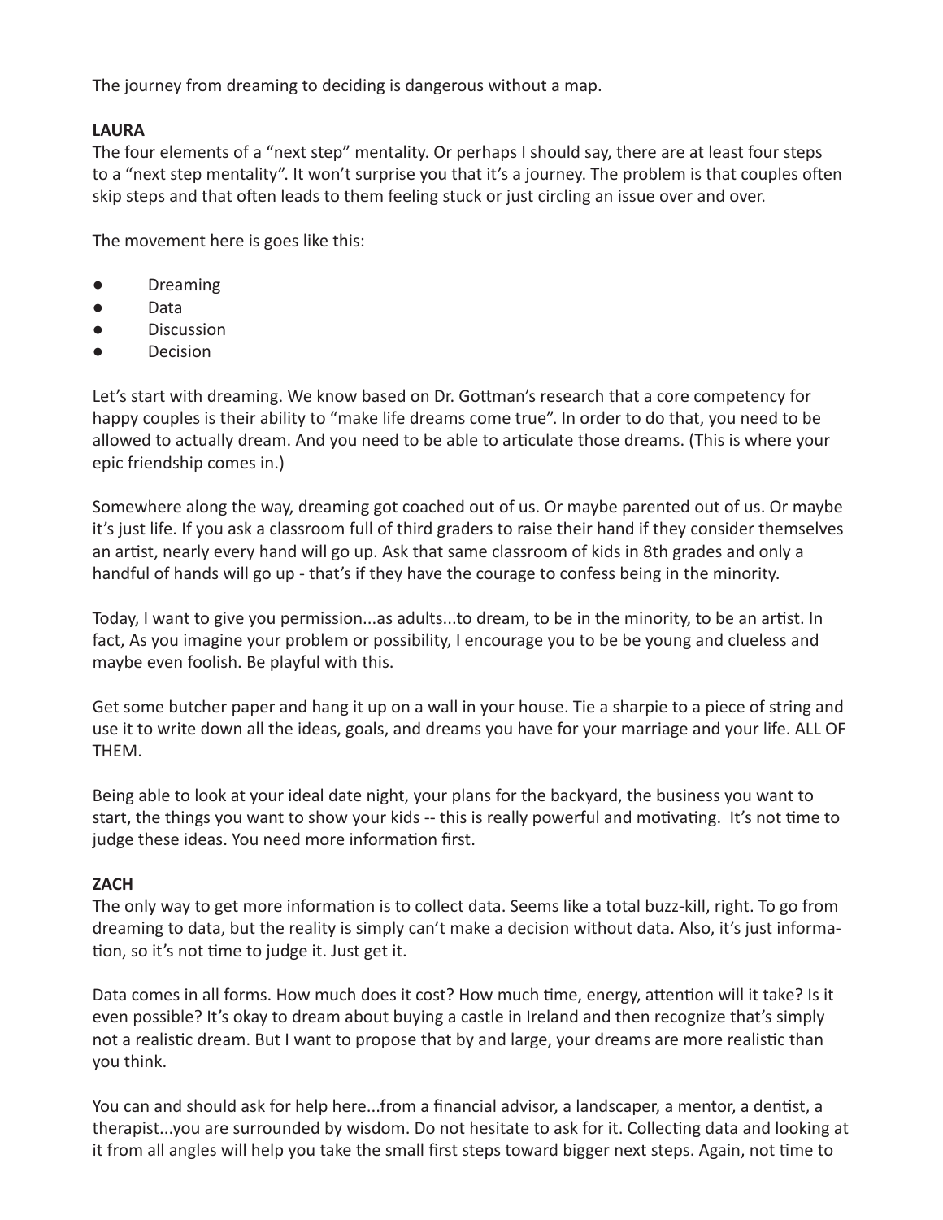The journey from dreaming to deciding is dangerous without a map.

**LAURA**

The four elements of a "next step" mentality. Or perhaps I should say, there are at least four steps to a "next step mentality". It won't surprise you that it's a journey. The problem is that couples often skip steps and that often leads to them feeling stuck or just circling an issue over and over.

The movement here is goes like this:

- Dreaming
- Data
- Discussion
- Decision

Let's start with dreaming. We know based on Dr. Gottman's research that a core competency for happy couples is their ability to "make life dreams come true". In order to do that, you need to be allowed to actually dream. And you need to be able to articulate those dreams. (This is where your epic friendship comes in.)

Somewhere along the way, dreaming got coached out of us. Or maybe parented out of us. Or maybe it's just life. If you ask a classroom full of third graders to raise their hand if they consider themselves an artist, nearly every hand will go up. Ask that same classroom of kids in 8th grades and only a handful of hands will go up - that's if they have the courage to confess being in the minority.

Today, I want to give you permission...as adults...to dream, to be in the minority, to be an artist. In fact, As you imagine your problem or possibility, I encourage you to be be young and clueless and maybe even foolish. Be playful with this.

Get some butcher paper and hang it up on a wall in your house. Tie a sharpie to a piece of string and use it to write down all the ideas, goals, and dreams you have for your marriage and your life. ALL OF THEM.

Being able to look at your ideal date night, your plans for the backyard, the business you want to start, the things you want to show your kids -- this is really powerful and motivating. It's not time to judge these ideas. You need more information first.

**ZACH**

The only way to get more information is to collect data. Seems like a total buzz-kill, right. To go from dreaming to data, but the reality is simply can't make a decision without data. Also, it's just information, so it's not time to judge it. Just get it.

Data comes in all forms. How much does it cost? How much time, energy, attention will it take? Is it even possible? It's okay to dream about buying a castle in Ireland and then recognize that's simply not a realistic dream. But I want to propose that by and large, your dreams are more realistic than you think.

You can and should ask for help here...from a financial advisor, a landscaper, a mentor, a dentist, a therapist...you are surrounded by wisdom. Do not hesitate to ask for it. Collecting data and looking at it from all angles will help you take the small first steps toward bigger next steps. Again, not time to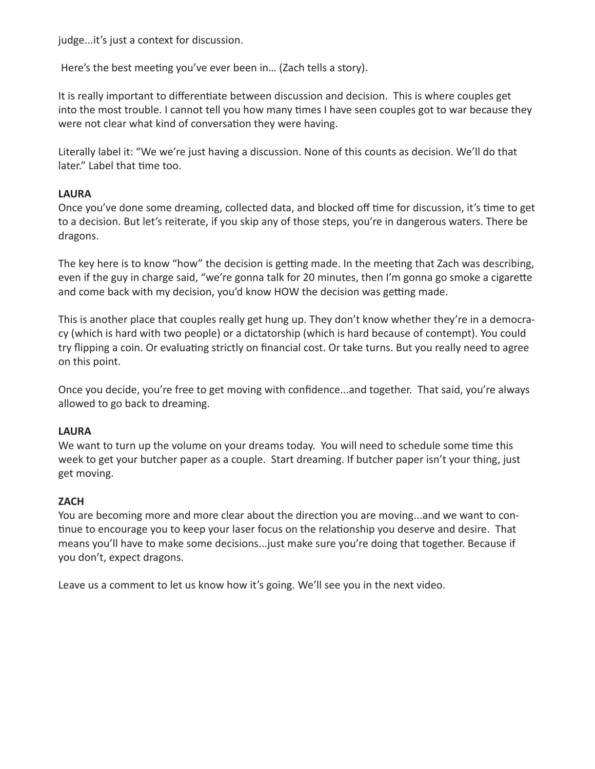judge...it's just a context for discussion.

Here's the best meeting you've ever been in… (Zach tells a story).

It is really important to differentiate between discussion and decision. This is where couples get into the most trouble. I cannot tell you how many times I have seen couples got to war because they were not clear what kind of conversation they were having.

Literally label it: "We we're just having a discussion. None of this counts as decision. We'll do that later." Label that time too.

**LAURA**

Once you've done some dreaming, collected data, and blocked off time for discussion, it's time to get to a decision. But let's reiterate, if you skip any of those steps, you're in dangerous waters. There be dragons.

The key here is to know "how" the decision is getting made. In the meeting that Zach was describing, even if the guy in charge said, "we're gonna talk for 20 minutes, then I'm gonna go smoke a cigarette and come back with my decision, you'd know HOW the decision was getting made.

This is another place that couples really get hung up. They don't know whether they're in a democracy (which is hard with two people) or a dictatorship (which is hard because of contempt). You could try flipping a coin. Or evaluating strictly on financial cost. Or take turns. But you really need to agree on this point.

Once you decide, you're free to get moving with confidence...and together. That said, you're always allowed to go back to dreaming.

**LAURA**

We want to turn up the volume on your dreams today. You will need to schedule some time this week to get your butcher paper as a couple. Start dreaming. If butcher paper isn't your thing, just get moving.

**ZACH**

You are becoming more and more clear about the direction you are moving...and we want to continue to encourage you to keep your laser focus on the relationship you deserve and desire. That means you'll have to make some decisions...just make sure you're doing that together. Because if you don't, expect dragons.

Leave us a comment to let us know how it's going. We'll see you in the next video.